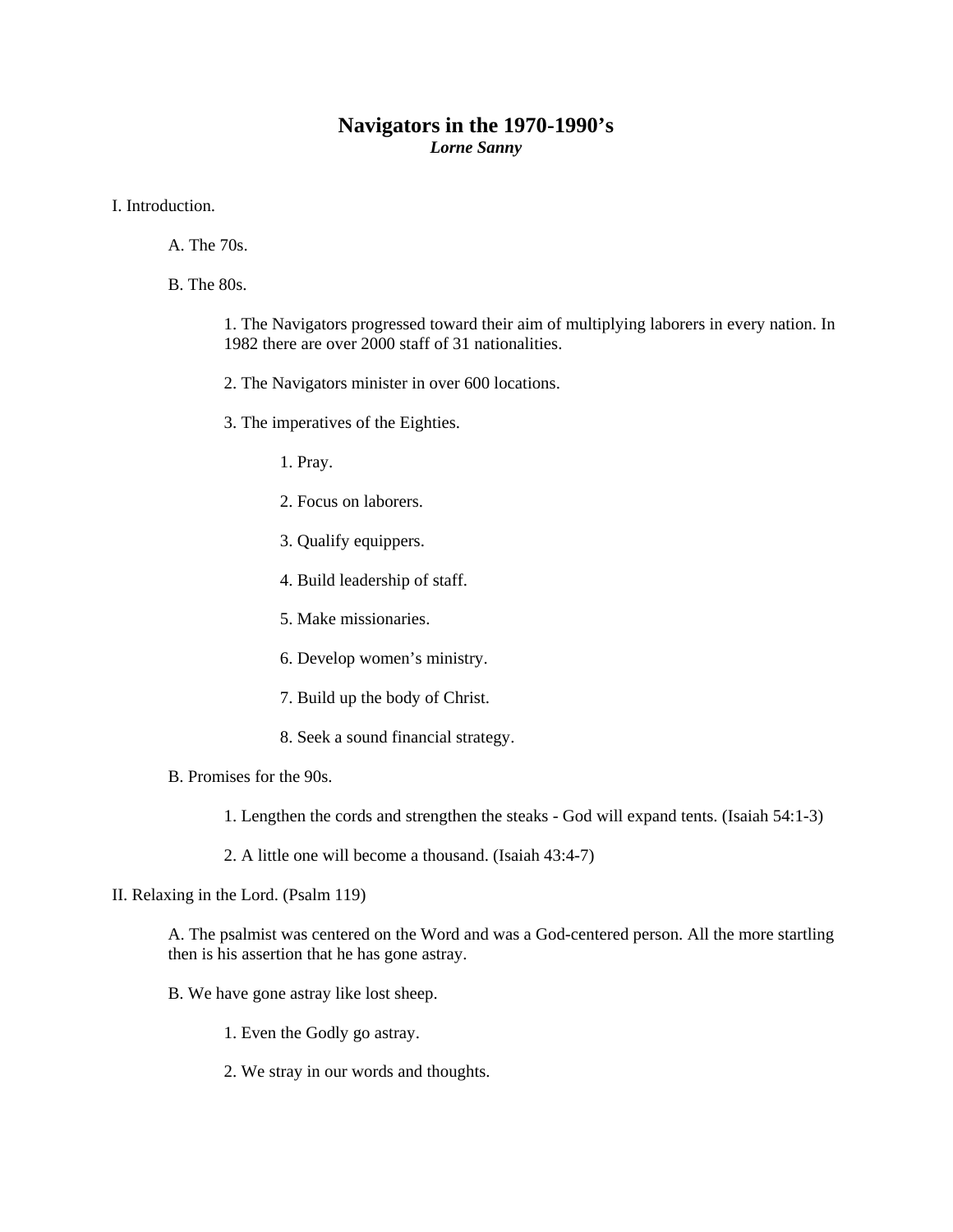# Navigators in the 1970-1990's

***Lorne Sanny***

I. Introduction.

A. The 70s.

B. The 80s.

1. The Navigators progressed toward their aim of multiplying laborers in every nation. In 1982 there are over 2000 staff of 31 nationalities.

2. The Navigators minister in over 600 locations.

3. The imperatives of the Eighties.

1. Pray.

2. Focus on laborers.

3. Qualify equippers.

4. Build leadership of staff.

5. Make missionaries.

6. Develop women's ministry.

7. Build up the body of Christ.

8. Seek a sound financial strategy.

B. Promises for the 90s.

1. Lengthen the cords and strengthen the steaks - God will expand tents. (Isaiah 54:1-3)

2. A little one will become a thousand. (Isaiah 43:4-7)

II. Relaxing in the Lord. (Psalm 119)

A. The psalmist was centered on the Word and was a God-centered person. All the more startling then is his assertion that he has gone astray.

B. We have gone astray like lost sheep.

1. Even the Godly go astray.

2. We stray in our words and thoughts.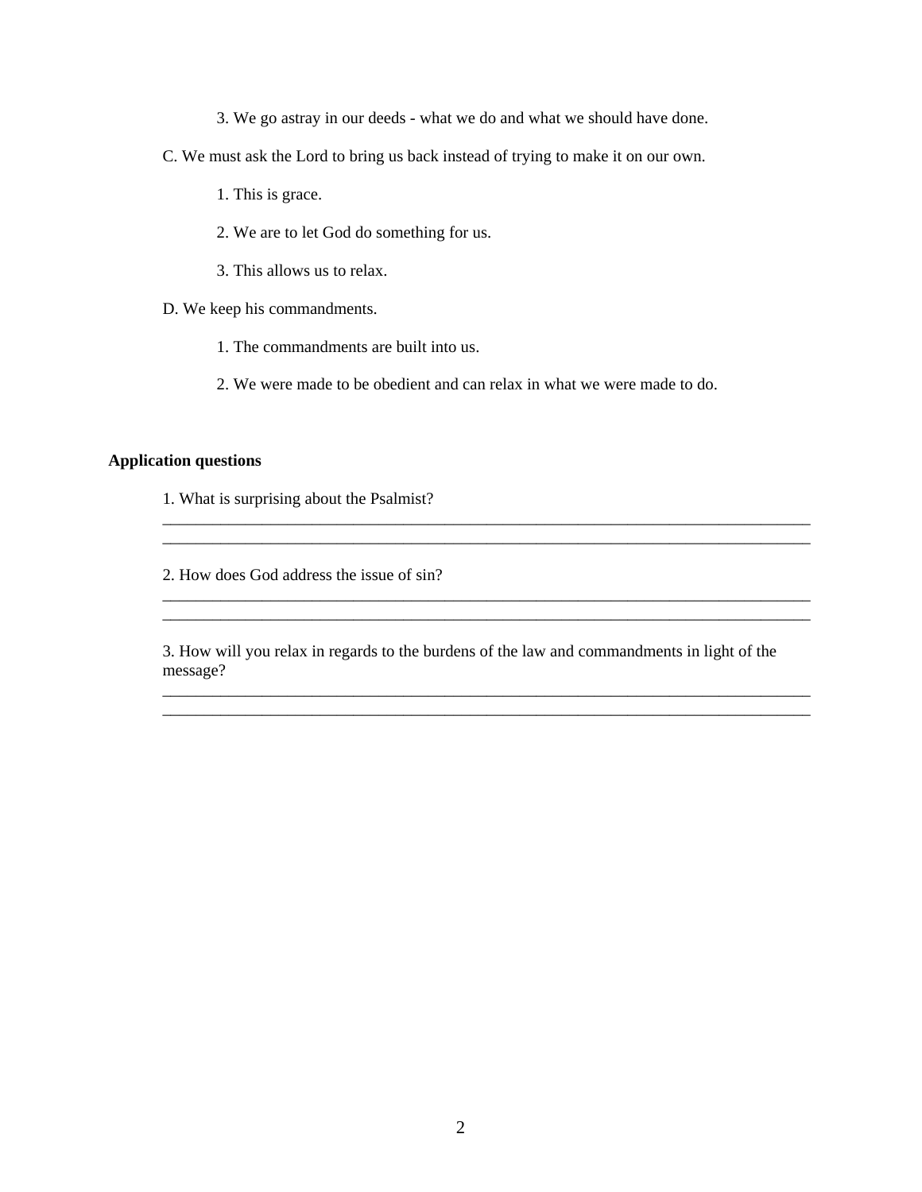3. We go astray in our deeds - what we do and what we should have done.

C. We must ask the Lord to bring us back instead of trying to make it on our own.

1. This is grace.

2. We are to let God do something for us.

3. This allows us to relax.

D. We keep his commandments.

1. The commandments are built into us.

2. We were made to be obedient and can relax in what we were made to do.

**Application questions**

1. What is surprising about the Psalmist?

\_\_\_\_\_\_\_\_\_\_\_\_\_\_\_\_\_\_\_\_\_\_\_\_\_\_\_\_\_\_\_\_\_\_\_\_\_\_\_\_\_\_\_\_\_\_\_\_\_\_\_\_\_\_\_\_\_\_\_\_\_\_\_\_\_\_\_\_\_\_\_\_\_\_\_\_\_\_
\_\_\_\_\_\_\_\_\_\_\_\_\_\_\_\_\_\_\_\_\_\_\_\_\_\_\_\_\_\_\_\_\_\_\_\_\_\_\_\_\_\_\_\_\_\_\_\_\_\_\_\_\_\_\_\_\_\_\_\_\_\_\_\_\_\_\_\_\_\_\_\_\_\_\_\_\_\_

2. How does God address the issue of sin?

\_\_\_\_\_\_\_\_\_\_\_\_\_\_\_\_\_\_\_\_\_\_\_\_\_\_\_\_\_\_\_\_\_\_\_\_\_\_\_\_\_\_\_\_\_\_\_\_\_\_\_\_\_\_\_\_\_\_\_\_\_\_\_\_\_\_\_\_\_\_\_\_\_\_\_\_\_\_
\_\_\_\_\_\_\_\_\_\_\_\_\_\_\_\_\_\_\_\_\_\_\_\_\_\_\_\_\_\_\_\_\_\_\_\_\_\_\_\_\_\_\_\_\_\_\_\_\_\_\_\_\_\_\_\_\_\_\_\_\_\_\_\_\_\_\_\_\_\_\_\_\_\_\_\_\_\_

3. How will you relax in regards to the burdens of the law and commandments in light of the message?

\_\_\_\_\_\_\_\_\_\_\_\_\_\_\_\_\_\_\_\_\_\_\_\_\_\_\_\_\_\_\_\_\_\_\_\_\_\_\_\_\_\_\_\_\_\_\_\_\_\_\_\_\_\_\_\_\_\_\_\_\_\_\_\_\_\_\_\_\_\_\_\_\_\_\_\_\_\_
\_\_\_\_\_\_\_\_\_\_\_\_\_\_\_\_\_\_\_\_\_\_\_\_\_\_\_\_\_\_\_\_\_\_\_\_\_\_\_\_\_\_\_\_\_\_\_\_\_\_\_\_\_\_\_\_\_\_\_\_\_\_\_\_\_\_\_\_\_\_\_\_\_\_\_\_\_\_